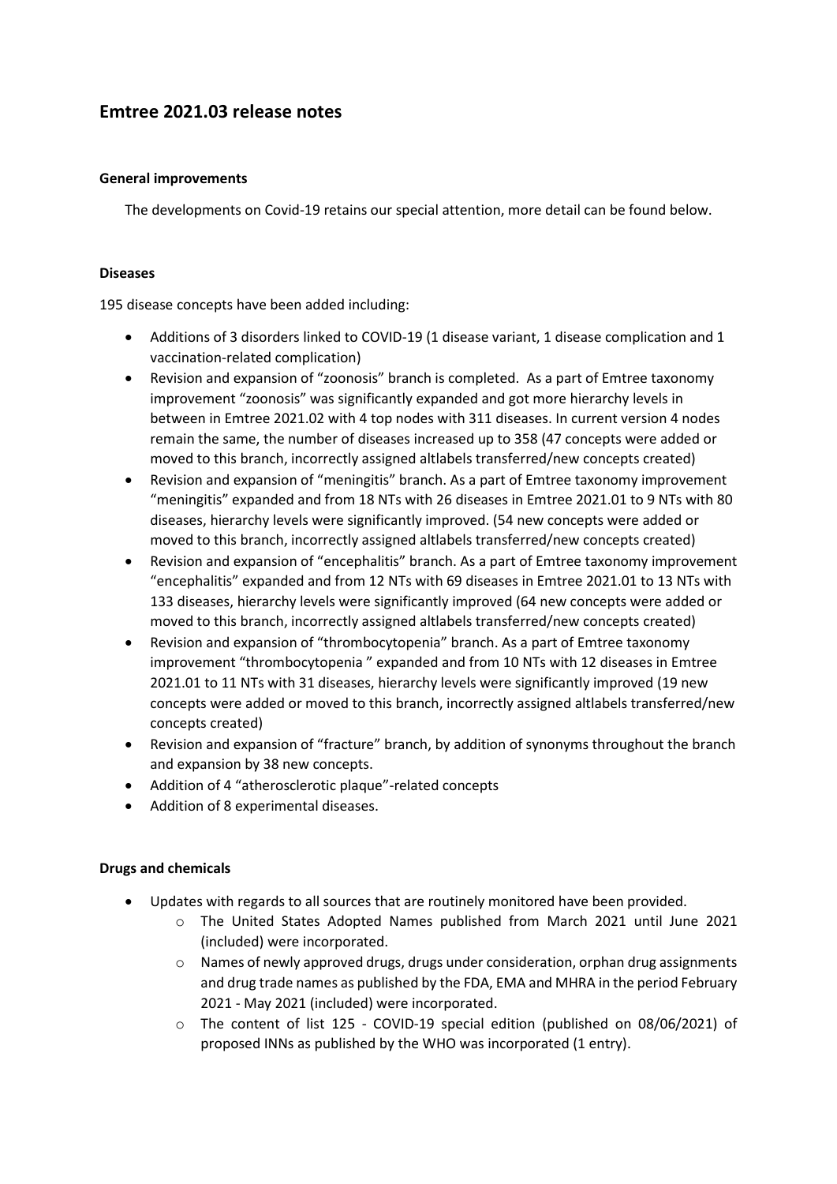# Emtree 2021.03 release notes

### General improvements

The developments on Covid-19 retains our special attention, more detail can be found below.

### Diseases

195 disease concepts have been added including:

- Additions of 3 disorders linked to COVID-19 (1 disease variant, 1 disease complication and 1 vaccination-related complication)
- Revision and expansion of "zoonosis" branch is completed. As a part of Emtree taxonomy improvement "zoonosis" was significantly expanded and got more hierarchy levels in between in Emtree 2021.02 with 4 top nodes with 311 diseases. In current version 4 nodes remain the same, the number of diseases increased up to 358 (47 concepts were added or moved to this branch, incorrectly assigned altlabels transferred/new concepts created)
- Revision and expansion of "meningitis" branch. As a part of Emtree taxonomy improvement "meningitis" expanded and from 18 NTs with 26 diseases in Emtree 2021.01 to 9 NTs with 80 diseases, hierarchy levels were significantly improved. (54 new concepts were added or moved to this branch, incorrectly assigned altlabels transferred/new concepts created)
- Revision and expansion of "encephalitis" branch. As a part of Emtree taxonomy improvement "encephalitis" expanded and from 12 NTs with 69 diseases in Emtree 2021.01 to 13 NTs with 133 diseases, hierarchy levels were significantly improved (64 new concepts were added or moved to this branch, incorrectly assigned altlabels transferred/new concepts created)
- Revision and expansion of "thrombocytopenia" branch. As a part of Emtree taxonomy improvement "thrombocytopenia " expanded and from 10 NTs with 12 diseases in Emtree 2021.01 to 11 NTs with 31 diseases, hierarchy levels were significantly improved (19 new concepts were added or moved to this branch, incorrectly assigned altlabels transferred/new concepts created)
- Revision and expansion of "fracture" branch, by addition of synonyms throughout the branch and expansion by 38 new concepts.
- Addition of 4 "atherosclerotic plaque"-related concepts
- Addition of 8 experimental diseases.

### Drugs and chemicals

- Updates with regards to all sources that are routinely monitored have been provided.
  - The United States Adopted Names published from March 2021 until June 2021 (included) were incorporated.
  - Names of newly approved drugs, drugs under consideration, orphan drug assignments and drug trade names as published by the FDA, EMA and MHRA in the period February 2021 - May 2021 (included) were incorporated.
  - The content of list 125 - COVID-19 special edition (published on 08/06/2021) of proposed INNs as published by the WHO was incorporated (1 entry).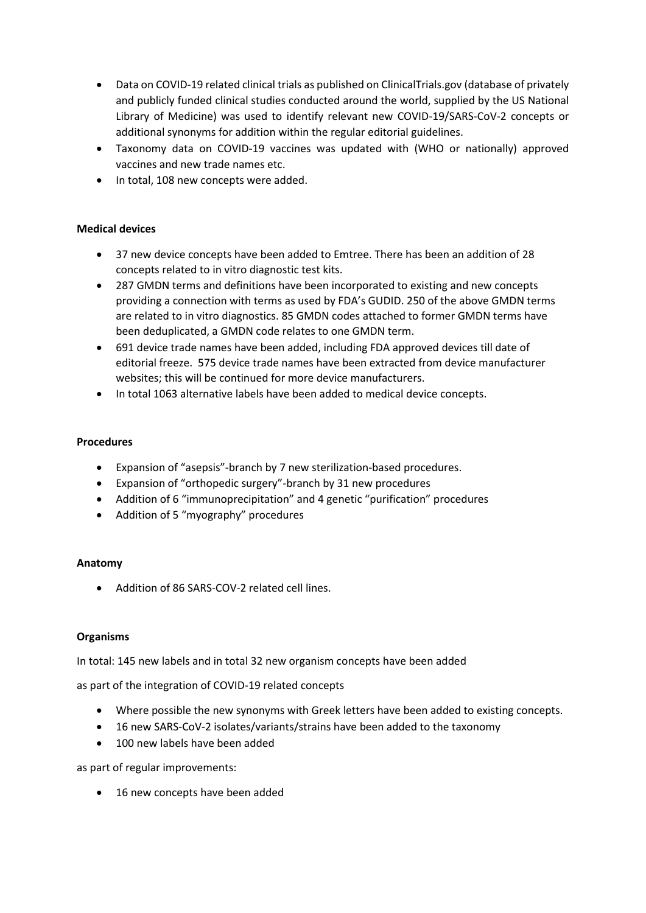- Data on COVID-19 related clinical trials as published on ClinicalTrials.gov (database of privately and publicly funded clinical studies conducted around the world, supplied by the US National Library of Medicine) was used to identify relevant new COVID-19/SARS-CoV-2 concepts or additional synonyms for addition within the regular editorial guidelines.
- Taxonomy data on COVID-19 vaccines was updated with (WHO or nationally) approved vaccines and new trade names etc.
- In total, 108 new concepts were added.

**Medical devices**

- 37 new device concepts have been added to Emtree. There has been an addition of 28 concepts related to in vitro diagnostic test kits.
- 287 GMDN terms and definitions have been incorporated to existing and new concepts providing a connection with terms as used by FDA's GUDID. 250 of the above GMDN terms are related to in vitro diagnostics. 85 GMDN codes attached to former GMDN terms have been deduplicated, a GMDN code relates to one GMDN term.
- 691 device trade names have been added, including FDA approved devices till date of editorial freeze. 575 device trade names have been extracted from device manufacturer websites; this will be continued for more device manufacturers.
- In total 1063 alternative labels have been added to medical device concepts.

**Procedures**

- Expansion of "asepsis"-branch by 7 new sterilization-based procedures.
- Expansion of "orthopedic surgery"-branch by 31 new procedures
- Addition of 6 "immunoprecipitation" and 4 genetic "purification" procedures
- Addition of 5 "myography" procedures

**Anatomy**

- Addition of 86 SARS-COV-2 related cell lines.

**Organisms**

In total: 145 new labels and in total 32 new organism concepts have been added

as part of the integration of COVID-19 related concepts

- Where possible the new synonyms with Greek letters have been added to existing concepts.
- 16 new SARS-CoV-2 isolates/variants/strains have been added to the taxonomy
- 100 new labels have been added

as part of regular improvements:

- 16 new concepts have been added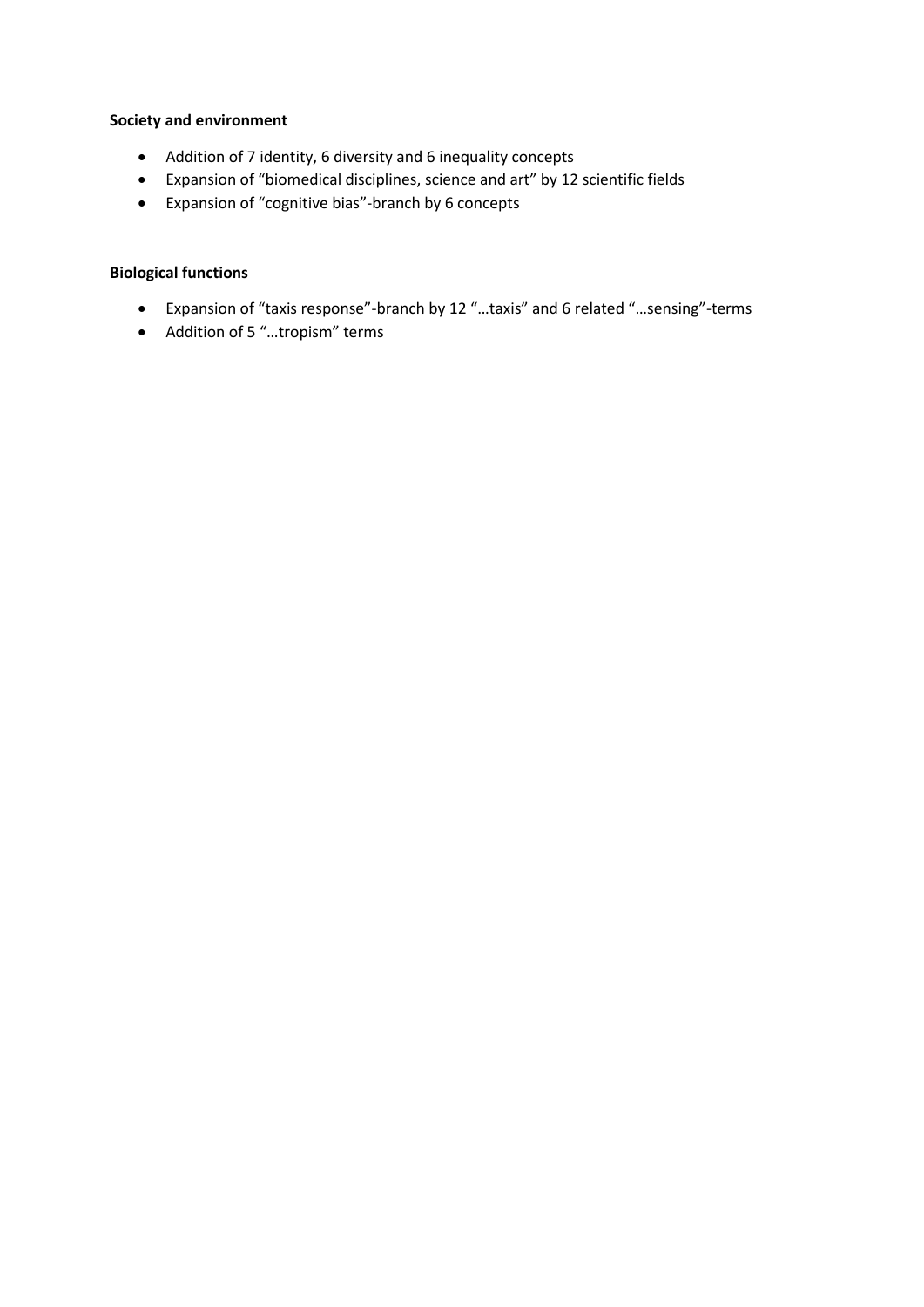**Society and environment**

- Addition of 7 identity, 6 diversity and 6 inequality concepts
- Expansion of “biomedical disciplines, science and art” by 12 scientific fields
- Expansion of “cognitive bias”-branch by 6 concepts

**Biological functions**

- Expansion of “taxis response”-branch by 12 “…taxis” and 6 related “…sensing”-terms
- Addition of 5 “…tropism” terms